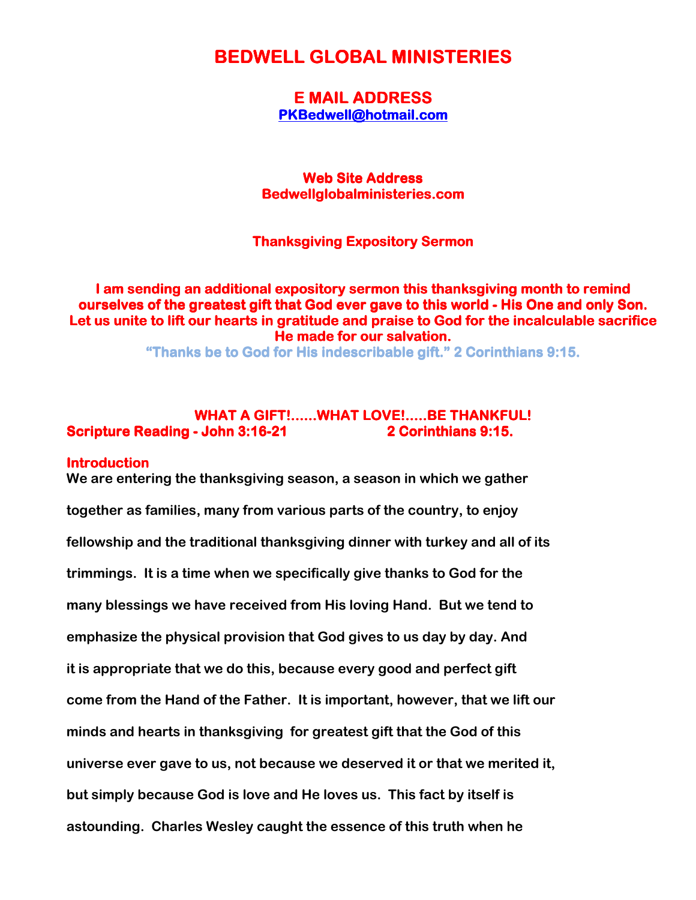# BEDWELL GLOBAL MINISTERIES

## E MAIL ADDRESS

PKBedwell@hotmail.com

**Web Site Address**
**Bedwellglobalministeries.com**

**Thanksgiving Expository Sermon**

**I am sending an additional expository sermon this thanksgiving month to remind ourselves of the greatest gift that God ever gave to this world - His One and only Son. Let us unite to lift our hearts in gratitude and praise to God for the incalculable sacrifice He made for our salvation.**

**"Thanks be to God for His indescribable gift." 2 Corinthians 9:15.**

## WHAT A GIFT!......WHAT LOVE!.....BE THANKFUL!

**Scripture Reading - John 3:16-21 2 Corinthians 9:15.**

**Introduction**

**We are entering the thanksgiving season, a season in which we gather together as families, many from various parts of the country, to enjoy fellowship and the traditional thanksgiving dinner with turkey and all of its trimmings. It is a time when we specifically give thanks to God for the many blessings we have received from His loving Hand. But we tend to emphasize the physical provision that God gives to us day by day. And it is appropriate that we do this, because every good and perfect gift come from the Hand of the Father. It is important, however, that we lift our minds and hearts in thanksgiving for greatest gift that the God of this universe ever gave to us, not because we deserved it or that we merited it, but simply because God is love and He loves us. This fact by itself is astounding. Charles Wesley caught the essence of this truth when he**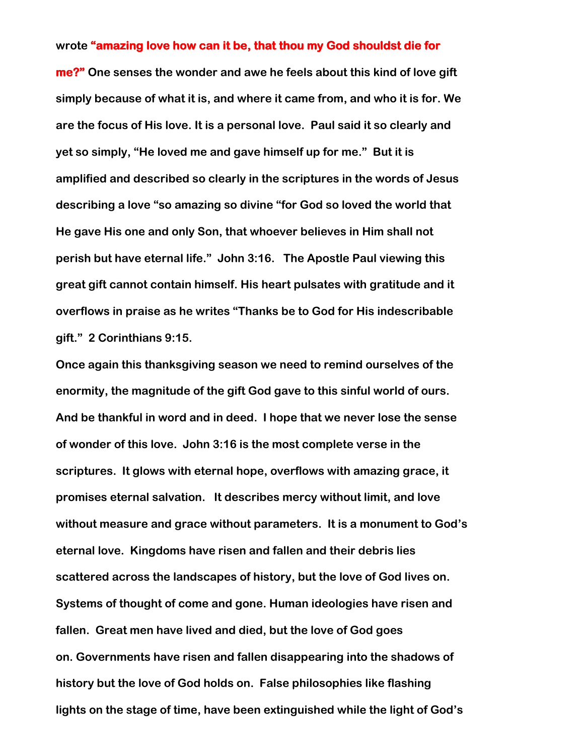**wrote "amazing love how can it be, that thou my God shouldst die for me?" One senses the wonder and awe he feels about this kind of love gift simply because of what it is, and where it came from, and who it is for. We are the focus of His love. It is a personal love. Paul said it so clearly and yet so simply, "He loved me and gave himself up for me." But it is amplified and described so clearly in the scriptures in the words of Jesus describing a love "so amazing so divine "for God so loved the world that He gave His one and only Son, that whoever believes in Him shall not perish but have eternal life." John 3:16. The Apostle Paul viewing this great gift cannot contain himself. His heart pulsates with gratitude and it overflows in praise as he writes "Thanks be to God for His indescribable gift." 2 Corinthians 9:15.**

**Once again this thanksgiving season we need to remind ourselves of the enormity, the magnitude of the gift God gave to this sinful world of ours. And be thankful in word and in deed. I hope that we never lose the sense of wonder of this love. John 3:16 is the most complete verse in the scriptures. It glows with eternal hope, overflows with amazing grace, it promises eternal salvation. It describes mercy without limit, and love without measure and grace without parameters. It is a monument to God's eternal love. Kingdoms have risen and fallen and their debris lies scattered across the landscapes of history, but the love of God lives on. Systems of thought of come and gone. Human ideologies have risen and fallen. Great men have lived and died, but the love of God goes on. Governments have risen and fallen disappearing into the shadows of history but the love of God holds on. False philosophies like flashing lights on the stage of time, have been extinguished while the light of God's**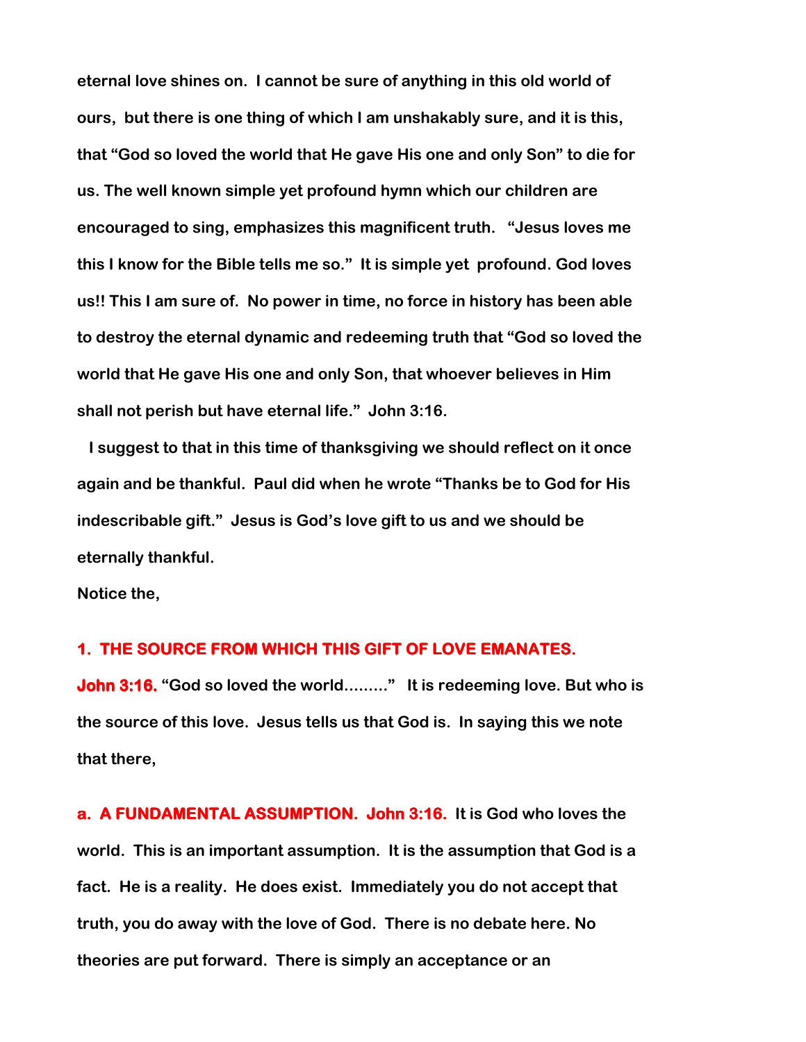**eternal love shines on. I cannot be sure of anything in this old world of ours, but there is one thing of which I am unshakably sure, and it is this, that "God so loved the world that He gave His one and only Son" to die for us. The well known simple yet profound hymn which our children are encouraged to sing, emphasizes this magnificent truth. "Jesus loves me this I know for the Bible tells me so." It is simple yet profound. God loves us!! This I am sure of. No power in time, no force in history has been able to destroy the eternal dynamic and redeeming truth that "God so loved the world that He gave His one and only Son, that whoever believes in Him shall not perish but have eternal life." John 3:16.**

**I suggest to that in this time of thanksgiving we should reflect on it once again and be thankful. Paul did when he wrote "Thanks be to God for His indescribable gift." Jesus is God's love gift to us and we should be eternally thankful.**

**Notice the,**

## 1. THE SOURCE FROM WHICH THIS GIFT OF LOVE EMANATES.

**John 3:16. "God so loved the world........." It is redeeming love. But who is the source of this love. Jesus tells us that God is. In saying this we note that there,**

**a. A FUNDAMENTAL ASSUMPTION. John 3:16. It is God who loves the world. This is an important assumption. It is the assumption that God is a fact. He is a reality. He does exist. Immediately you do not accept that truth, you do away with the love of God. There is no debate here. No theories are put forward. There is simply an acceptance or an**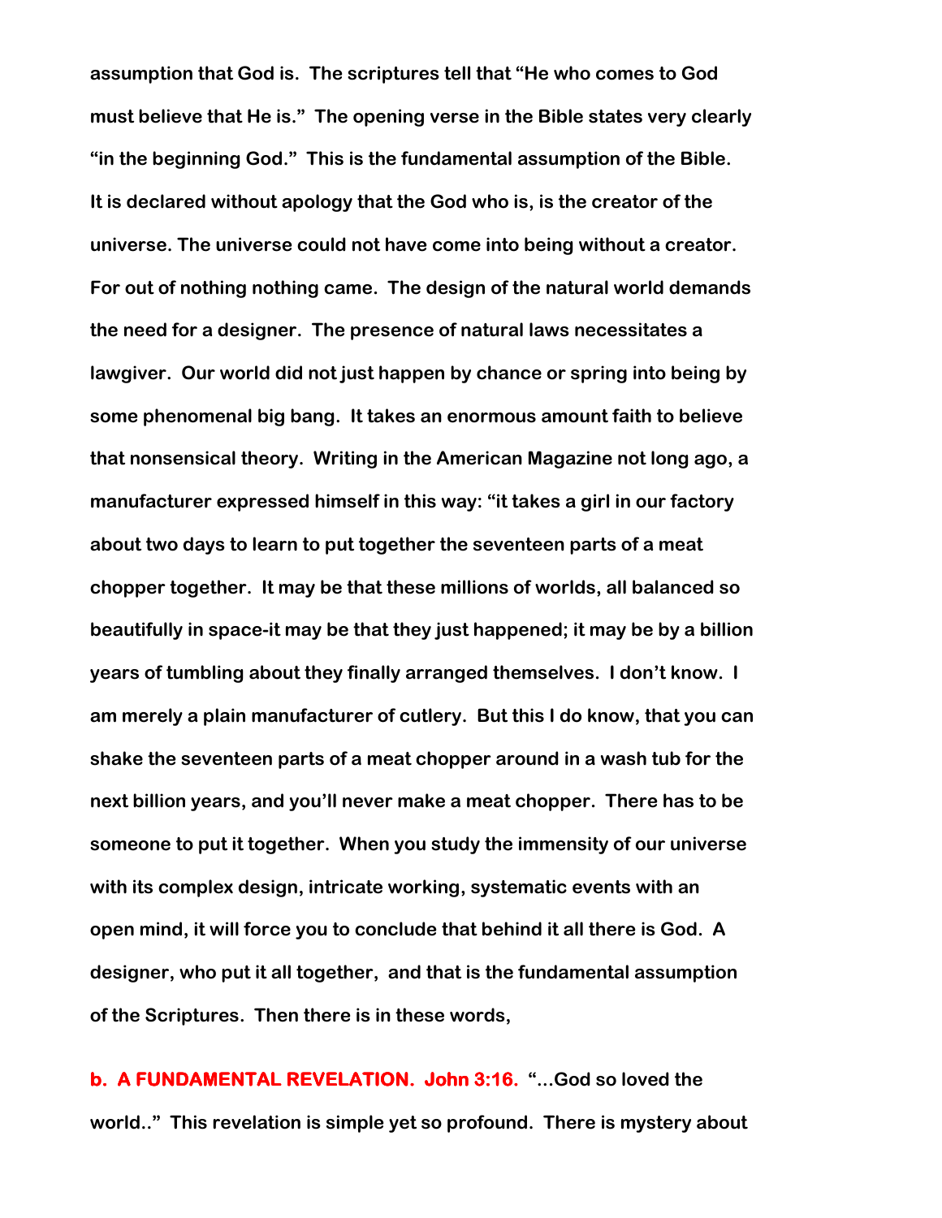**assumption that God is. The scriptures tell that "He who comes to God must believe that He is." The opening verse in the Bible states very clearly "in the beginning God." This is the fundamental assumption of the Bible. It is declared without apology that the God who is, is the creator of the universe. The universe could not have come into being without a creator. For out of nothing nothing came. The design of the natural world demands the need for a designer. The presence of natural laws necessitates a lawgiver. Our world did not just happen by chance or spring into being by some phenomenal big bang. It takes an enormous amount faith to believe that nonsensical theory. Writing in the American Magazine not long ago, a manufacturer expressed himself in this way: "it takes a girl in our factory about two days to learn to put together the seventeen parts of a meat chopper together. It may be that these millions of worlds, all balanced so beautifully in space-it may be that they just happened; it may be by a billion years of tumbling about they finally arranged themselves. I don't know. I am merely a plain manufacturer of cutlery. But this I do know, that you can shake the seventeen parts of a meat chopper around in a wash tub for the next billion years, and you'll never make a meat chopper. There has to be someone to put it together. When you study the immensity of our universe with its complex design, intricate working, systematic events with an open mind, it will force you to conclude that behind it all there is God. A designer, who put it all together, and that is the fundamental assumption of the Scriptures. Then there is in these words,**

**b. A FUNDAMENTAL REVELATION. John 3:16.** **"...God so loved the world.." This revelation is simple yet so profound. There is mystery about**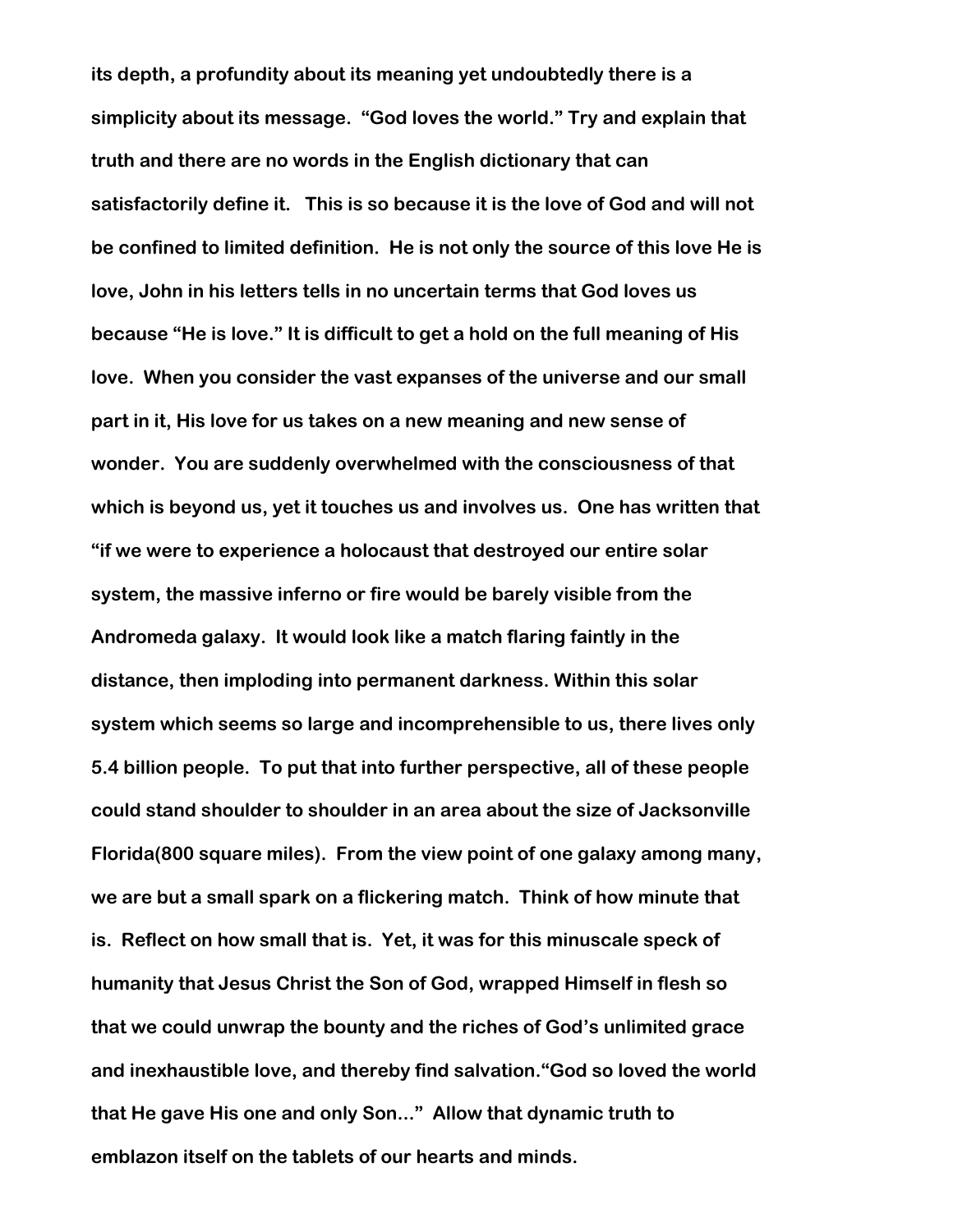its depth, a profundity about its meaning yet undoubtedly there is a simplicity about its message. "God loves the world." Try and explain that truth and there are no words in the English dictionary that can satisfactorily define it. This is so because it is the love of God and will not be confined to limited definition. He is not only the source of this love He is love, John in his letters tells in no uncertain terms that God loves us because "He is love." It is difficult to get a hold on the full meaning of His love. When you consider the vast expanses of the universe and our small part in it, His love for us takes on a new meaning and new sense of wonder. You are suddenly overwhelmed with the consciousness of that which is beyond us, yet it touches us and involves us. One has written that "if we were to experience a holocaust that destroyed our entire solar system, the massive inferno or fire would be barely visible from the Andromeda galaxy. It would look like a match flaring faintly in the distance, then imploding into permanent darkness. Within this solar system which seems so large and incomprehensible to us, there lives only 5.4 billion people. To put that into further perspective, all of these people could stand shoulder to shoulder in an area about the size of Jacksonville Florida(800 square miles). From the view point of one galaxy among many, we are but a small spark on a flickering match. Think of how minute that is. Reflect on how small that is. Yet, it was for this minuscale speck of humanity that Jesus Christ the Son of God, wrapped Himself in flesh so that we could unwrap the bounty and the riches of God's unlimited grace and inexhaustible love, and thereby find salvation."God so loved the world that He gave His one and only Son..." Allow that dynamic truth to emblazon itself on the tablets of our hearts and minds.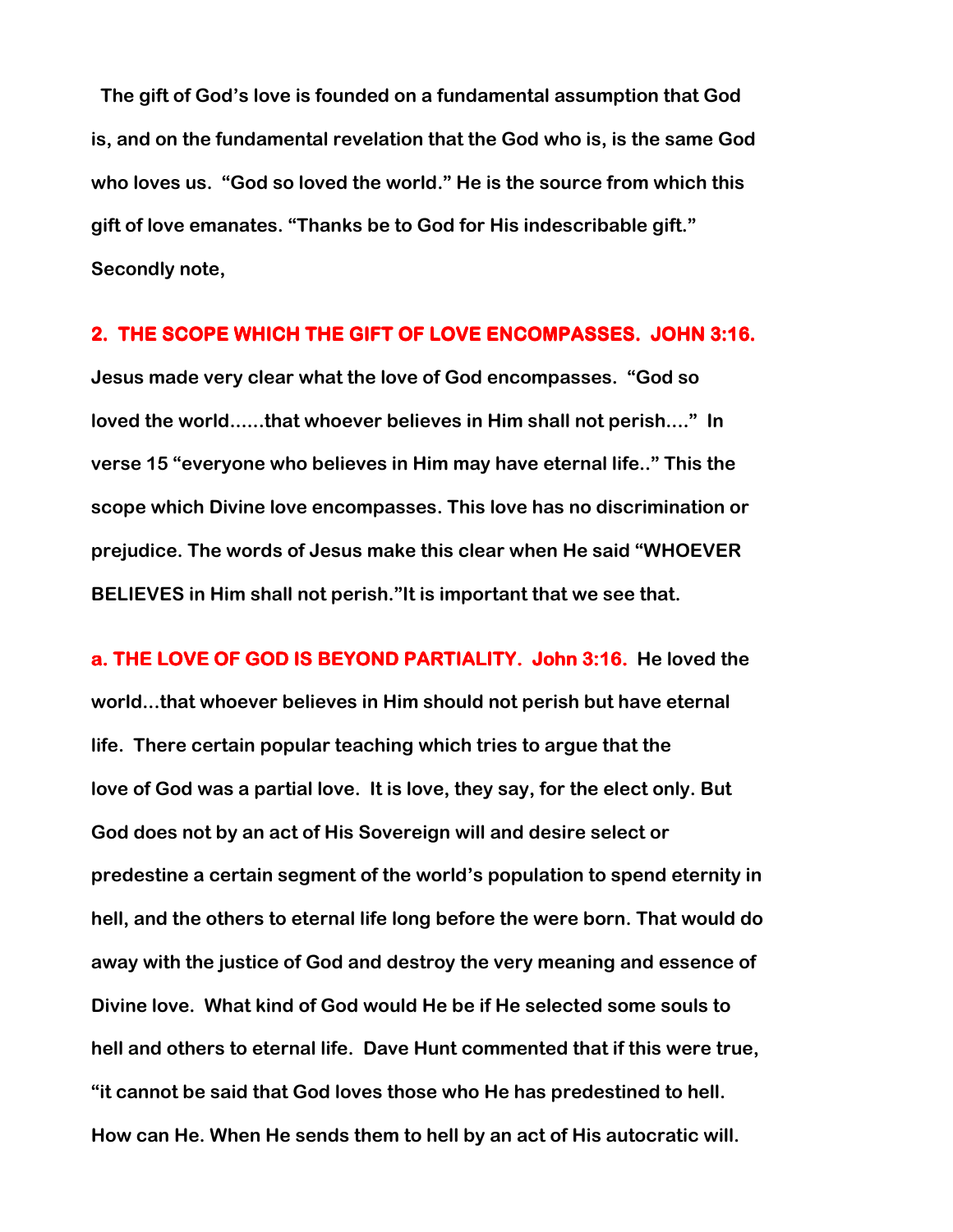**The gift of God's love is founded on a fundamental assumption that God is, and on the fundamental revelation that the God who is, is the same God who loves us. "God so loved the world." He is the source from which this gift of love emanates. "Thanks be to God for His indescribable gift." Secondly note,**

## 2. THE SCOPE WHICH THE GIFT OF LOVE ENCOMPASSES. JOHN 3:16.

**Jesus made very clear what the love of God encompasses. "God so loved the world......that whoever believes in Him shall not perish...." In verse 15 "everyone who believes in Him may have eternal life.." This the scope which Divine love encompasses. This love has no discrimination or prejudice. The words of Jesus make this clear when He said "WHOEVER BELIEVES in Him shall not perish."It is important that we see that.**

**a. THE LOVE OF GOD IS BEYOND PARTIALITY. John 3:16.** **He loved the world...that whoever believes in Him should not perish but have eternal life. There certain popular teaching which tries to argue that the love of God was a partial love. It is love, they say, for the elect only. But God does not by an act of His Sovereign will and desire select or predestine a certain segment of the world's population to spend eternity in hell, and the others to eternal life long before the were born. That would do away with the justice of God and destroy the very meaning and essence of Divine love. What kind of God would He be if He selected some souls to hell and others to eternal life. Dave Hunt commented that if this were true, "it cannot be said that God loves those who He has predestined to hell. How can He. When He sends them to hell by an act of His autocratic will.**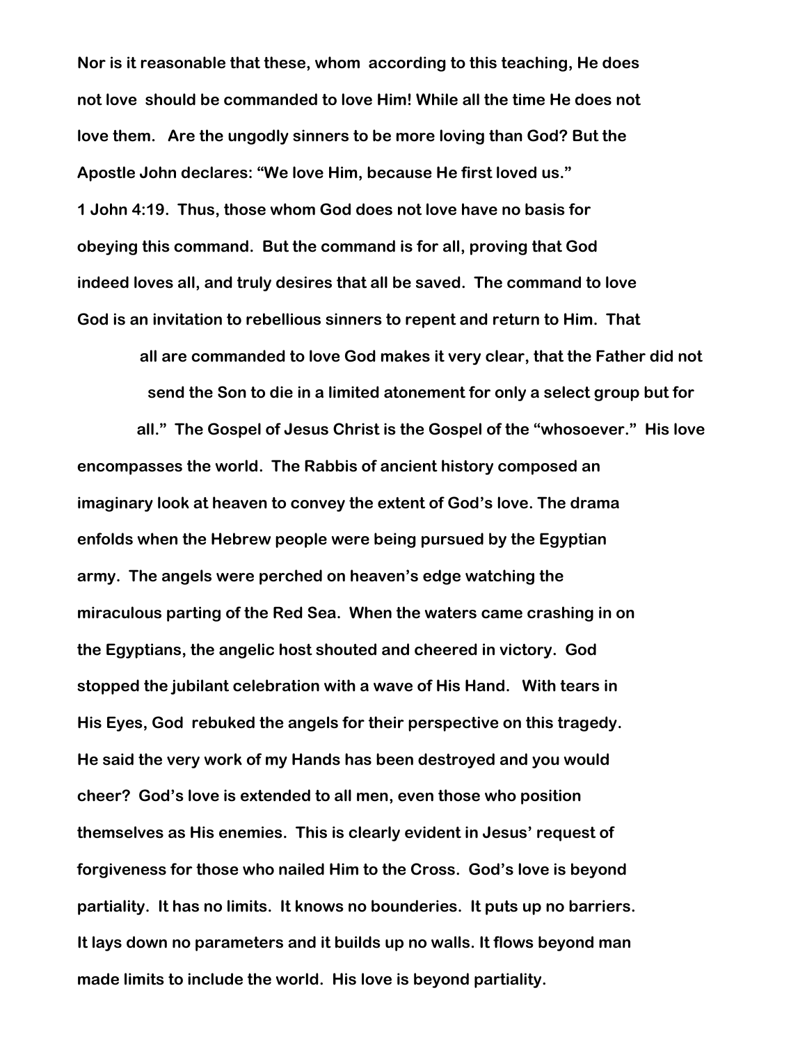**Nor is it reasonable that these, whom according to this teaching, He does not love should be commanded to love Him! While all the time He does not love them. Are the ungodly sinners to be more loving than God? But the Apostle John declares: "We love Him, because He first loved us." 1 John 4:19. Thus, those whom God does not love have no basis for obeying this command. But the command is for all, proving that God indeed loves all, and truly desires that all be saved. The command to love God is an invitation to rebellious sinners to repent and return to Him. That all are commanded to love God makes it very clear, that the Father did not send the Son to die in a limited atonement for only a select group but for all." The Gospel of Jesus Christ is the Gospel of the "whosoever." His love encompasses the world. The Rabbis of ancient history composed an imaginary look at heaven to convey the extent of God's love. The drama enfolds when the Hebrew people were being pursued by the Egyptian army. The angels were perched on heaven's edge watching the miraculous parting of the Red Sea. When the waters came crashing in on the Egyptians, the angelic host shouted and cheered in victory. God stopped the jubilant celebration with a wave of His Hand. With tears in His Eyes, God rebuked the angels for their perspective on this tragedy. He said the very work of my Hands has been destroyed and you would cheer? God's love is extended to all men, even those who position themselves as His enemies. This is clearly evident in Jesus' request of forgiveness for those who nailed Him to the Cross. God's love is beyond partiality. It has no limits. It knows no bounderies. It puts up no barriers. It lays down no parameters and it builds up no walls. It flows beyond man made limits to include the world. His love is beyond partiality.**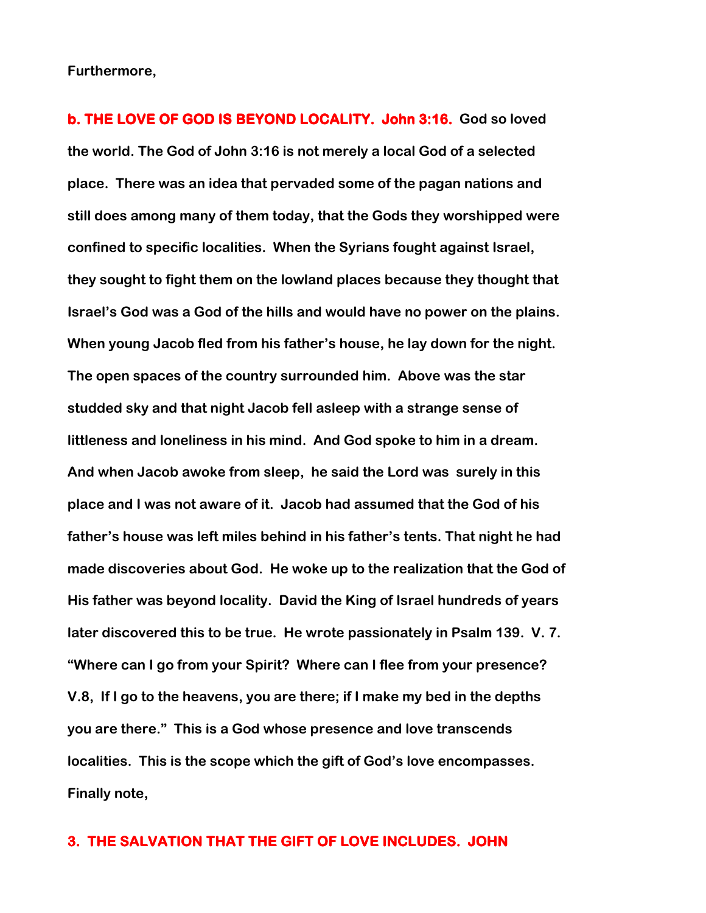**Furthermore,**

**b. THE LOVE OF GOD IS BEYOND LOCALITY. John 3:16.** **God so loved the world. The God of John 3:16 is not merely a local God of a selected place. There was an idea that pervaded some of the pagan nations and still does among many of them today, that the Gods they worshipped were confined to specific localities. When the Syrians fought against Israel, they sought to fight them on the lowland places because they thought that Israel's God was a God of the hills and would have no power on the plains. When young Jacob fled from his father's house, he lay down for the night. The open spaces of the country surrounded him. Above was the star studded sky and that night Jacob fell asleep with a strange sense of littleness and loneliness in his mind. And God spoke to him in a dream. And when Jacob awoke from sleep, he said the Lord was surely in this place and I was not aware of it. Jacob had assumed that the God of his father's house was left miles behind in his father's tents. That night he had made discoveries about God. He woke up to the realization that the God of His father was beyond locality. David the King of Israel hundreds of years later discovered this to be true. He wrote passionately in Psalm 139. V. 7. "Where can I go from your Spirit? Where can I flee from your presence? V.8, If I go to the heavens, you are there; if I make my bed in the depths you are there." This is a God whose presence and love transcends localities. This is the scope which the gift of God's love encompasses. Finally note,**

**3. THE SALVATION THAT THE GIFT OF LOVE INCLUDES. JOHN**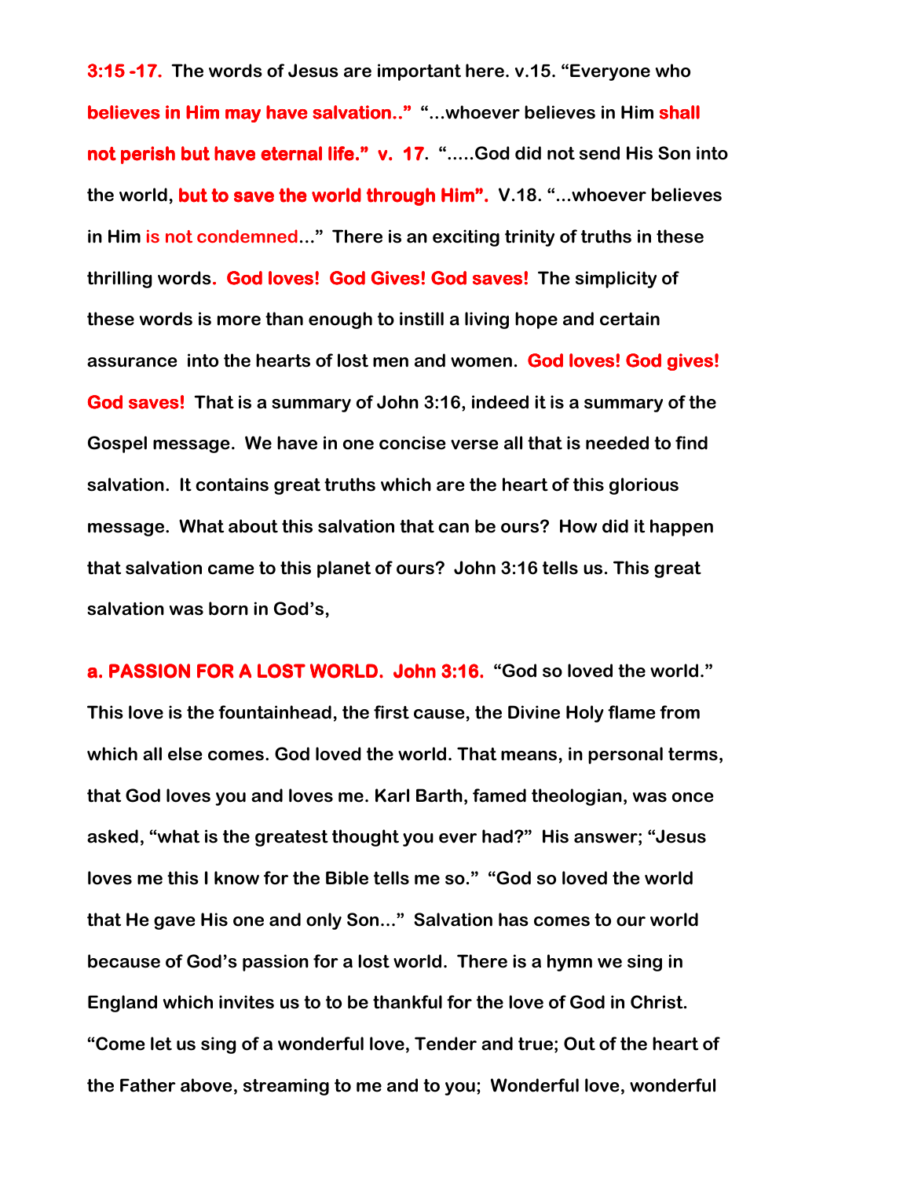**3:15 -17. The words of Jesus are important here. v.15. "Everyone who believes in Him may have salvation.." "...whoever believes in Him shall not perish but have eternal life." v. 17. ".....God did not send His Son into the world, but to save the world through Him". V.18. "...whoever believes in Him is not condemned..." There is an exciting trinity of truths in these thrilling words. God loves! God Gives! God saves! The simplicity of these words is more than enough to instill a living hope and certain assurance into the hearts of lost men and women. God loves! God gives! God saves! That is a summary of John 3:16, indeed it is a summary of the Gospel message. We have in one concise verse all that is needed to find salvation. It contains great truths which are the heart of this glorious message. What about this salvation that can be ours? How did it happen that salvation came to this planet of ours? John 3:16 tells us. This great salvation was born in God's,**

**a. PASSION FOR A LOST WORLD. John 3:16. "God so loved the world." This love is the fountainhead, the first cause, the Divine Holy flame from which all else comes. God loved the world. That means, in personal terms, that God loves you and loves me. Karl Barth, famed theologian, was once asked, "what is the greatest thought you ever had?" His answer; "Jesus loves me this I know for the Bible tells me so." "God so loved the world that He gave His one and only Son..." Salvation has comes to our world because of God's passion for a lost world. There is a hymn we sing in England which invites us to to be thankful for the love of God in Christ. "Come let us sing of a wonderful love, Tender and true; Out of the heart of the Father above, streaming to me and to you; Wonderful love, wonderful**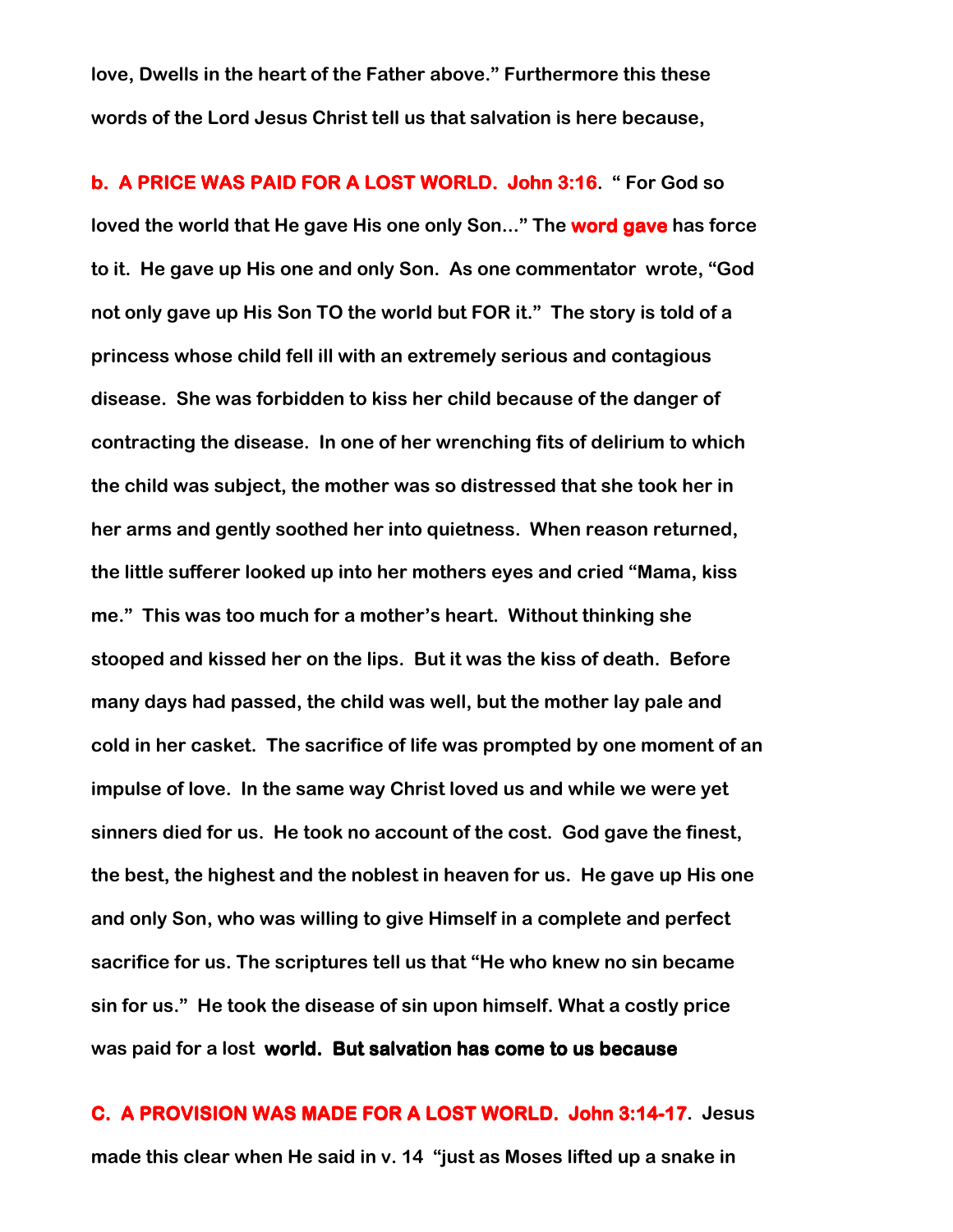**love, Dwells in the heart of the Father above." Furthermore this these words of the Lord Jesus Christ tell us that salvation is here because,**

**b. A PRICE WAS PAID FOR A LOST WORLD. John 3:16. " For God so loved the world that He gave His one only Son…" The word gave has force to it. He gave up His one and only Son. As one commentator wrote, "God not only gave up His Son TO the world but FOR it." The story is told of a princess whose child fell ill with an extremely serious and contagious disease. She was forbidden to kiss her child because of the danger of contracting the disease. In one of her wrenching fits of delirium to which the child was subject, the mother was so distressed that she took her in her arms and gently soothed her into quietness. When reason returned, the little sufferer looked up into her mothers eyes and cried "Mama, kiss me." This was too much for a mother's heart. Without thinking she stooped and kissed her on the lips. But it was the kiss of death. Before many days had passed, the child was well, but the mother lay pale and cold in her casket. The sacrifice of life was prompted by one moment of an impulse of love. In the same way Christ loved us and while we were yet sinners died for us. He took no account of the cost. God gave the finest, the best, the highest and the noblest in heaven for us. He gave up His one and only Son, who was willing to give Himself in a complete and perfect sacrifice for us. The scriptures tell us that "He who knew no sin became sin for us." He took the disease of sin upon himself. What a costly price was paid for a lost world. But salvation has come to us because**

**C. A PROVISION WAS MADE FOR A LOST WORLD. John 3:14-17. Jesus made this clear when He said in v. 14 "just as Moses lifted up a snake in**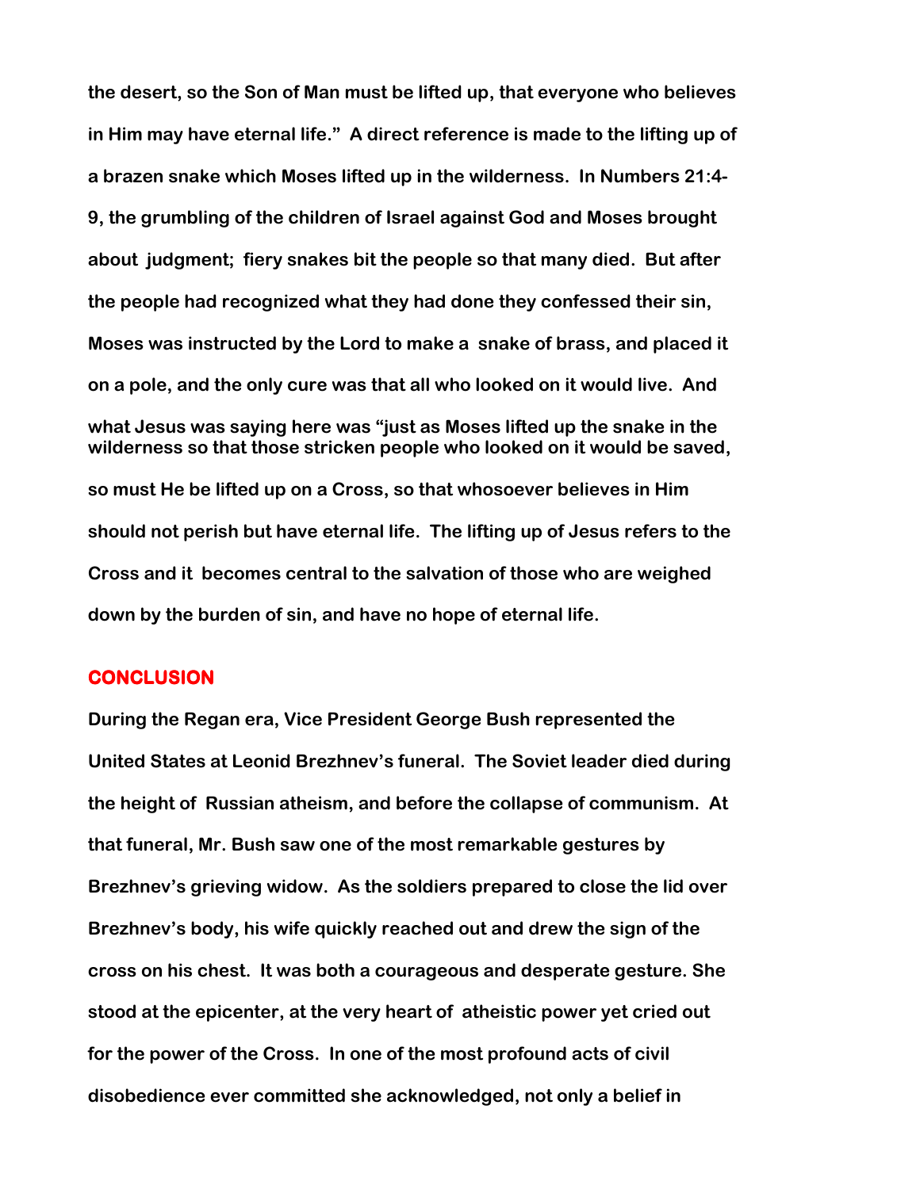**the desert, so the Son of Man must be lifted up, that everyone who believes in Him may have eternal life." A direct reference is made to the lifting up of a brazen snake which Moses lifted up in the wilderness. In Numbers 21:4-9, the grumbling of the children of Israel against God and Moses brought about judgment; fiery snakes bit the people so that many died. But after the people had recognized what they had done they confessed their sin, Moses was instructed by the Lord to make a snake of brass, and placed it on a pole, and the only cure was that all who looked on it would live. And what Jesus was saying here was "just as Moses lifted up the snake in the wilderness so that those stricken people who looked on it would be saved, so must He be lifted up on a Cross, so that whosoever believes in Him should not perish but have eternal life. The lifting up of Jesus refers to the Cross and it becomes central to the salvation of those who are weighed down by the burden of sin, and have no hope of eternal life.**

## CONCLUSION

**During the Regan era, Vice President George Bush represented the United States at Leonid Brezhnev's funeral. The Soviet leader died during the height of Russian atheism, and before the collapse of communism. At that funeral, Mr. Bush saw one of the most remarkable gestures by Brezhnev's grieving widow. As the soldiers prepared to close the lid over Brezhnev's body, his wife quickly reached out and drew the sign of the cross on his chest. It was both a courageous and desperate gesture. She stood at the epicenter, at the very heart of atheistic power yet cried out for the power of the Cross. In one of the most profound acts of civil disobedience ever committed she acknowledged, not only a belief in**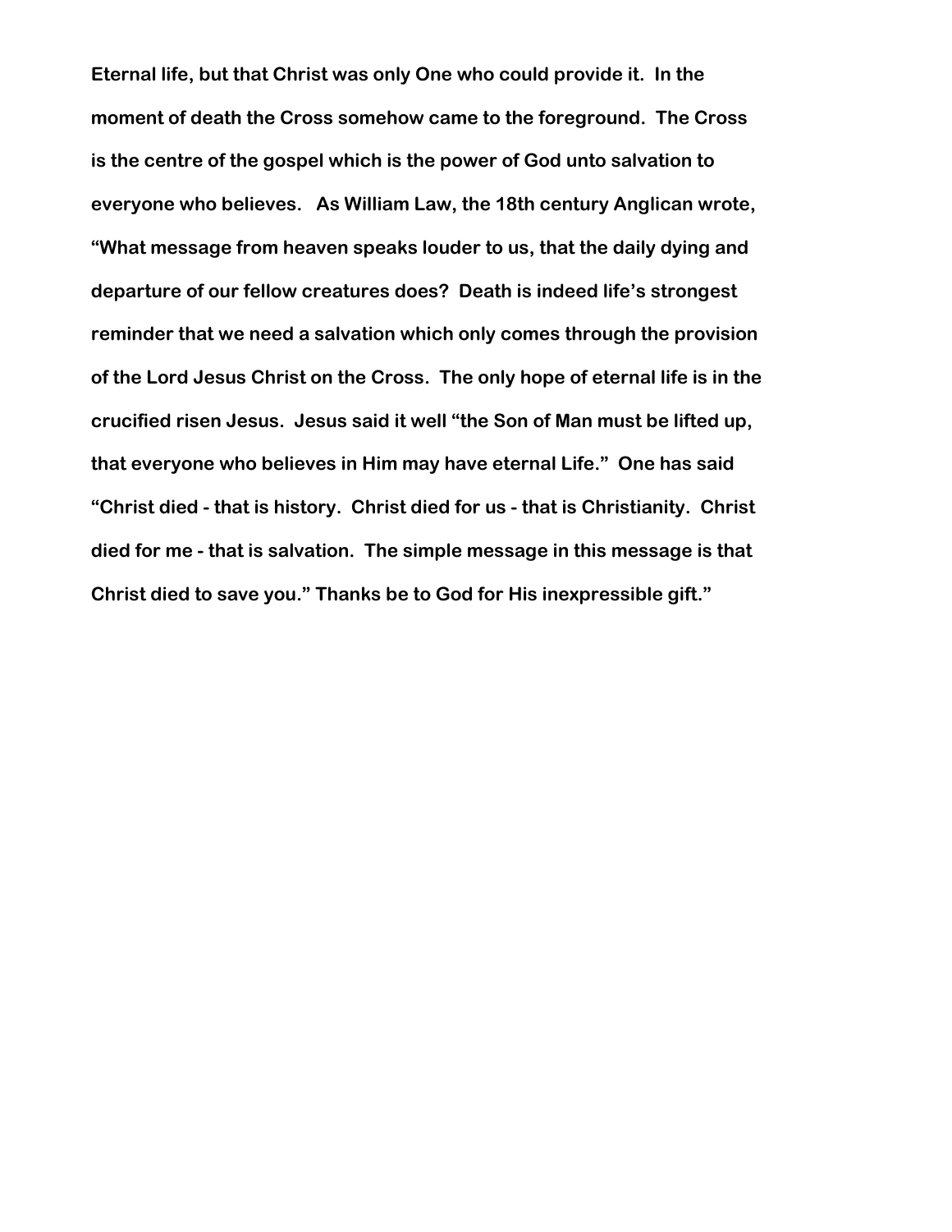**Eternal life, but that Christ was only One who could provide it. In the moment of death the Cross somehow came to the foreground. The Cross is the centre of the gospel which is the power of God unto salvation to everyone who believes. As William Law, the 18th century Anglican wrote, "What message from heaven speaks louder to us, that the daily dying and departure of our fellow creatures does? Death is indeed life's strongest reminder that we need a salvation which only comes through the provision of the Lord Jesus Christ on the Cross. The only hope of eternal life is in the crucified risen Jesus. Jesus said it well "the Son of Man must be lifted up, that everyone who believes in Him may have eternal Life." One has said "Christ died - that is history. Christ died for us - that is Christianity. Christ died for me - that is salvation. The simple message in this message is that Christ died to save you." Thanks be to God for His inexpressible gift."**